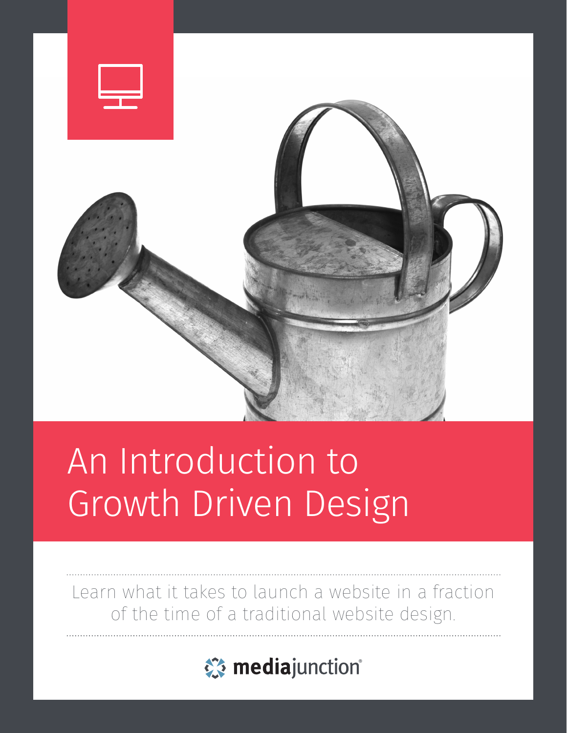# An Introduction to Growth Driven Design

Learn what it takes to launch a website in a fraction of the time of a traditional website design.

mediajunction®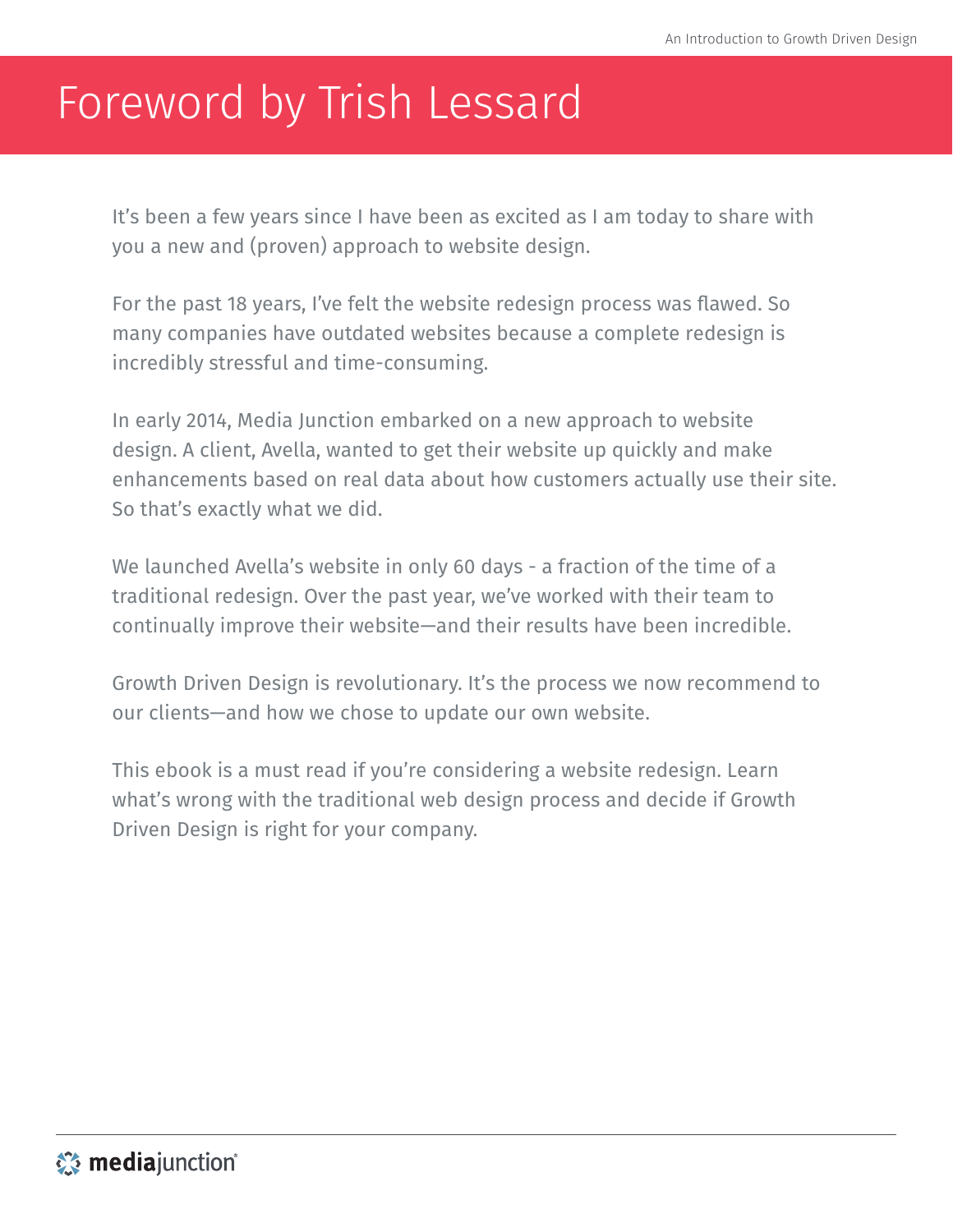# Foreword by Trish Lessard

It's been a few years since I have been as excited as I am today to share with you a new and (proven) approach to website design.

For the past 18 years, I've felt the website redesign process was flawed. So many companies have outdated websites because a complete redesign is incredibly stressful and time-consuming.

In early 2014, Media Junction embarked on a new approach to website design. A client, Avella, wanted to get their website up quickly and make enhancements based on real data about how customers actually use their site. So that's exactly what we did.

We launched Avella's website in only 60 days - a fraction of the time of a traditional redesign. Over the past year, we've worked with their team to continually improve their website—and their results have been incredible.

Growth Driven Design is revolutionary. It's the process we now recommend to our clients—and how we chose to update our own website.

This ebook is a must read if you're considering a website redesign. Learn what's wrong with the traditional web design process and decide if Growth Driven Design is right for your company.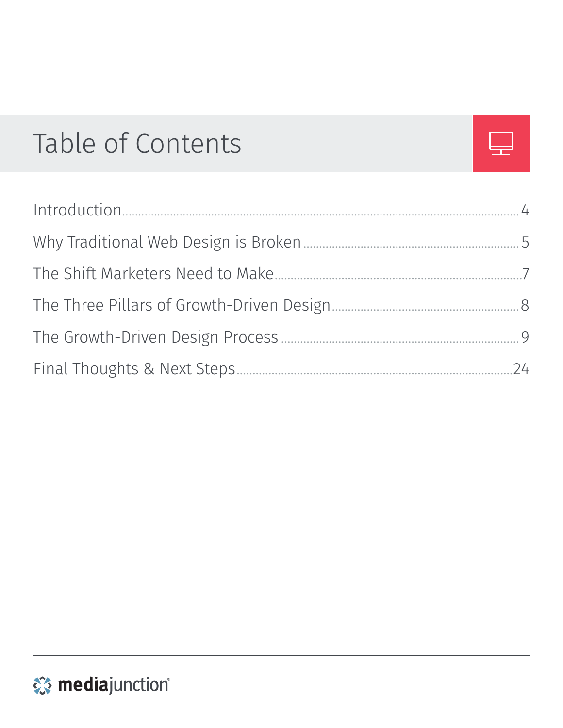# Table of Contents

| | |
|---|---|
| Introduction | 4 |
| Why Traditional Web Design is Broken | 5 |
| The Shift Marketers Need to Make | 7 |
| The Three Pillars of Growth-Driven Design | 8 |
| The Growth-Driven Design Process | 9 |
| Final Thoughts & Next Steps | 24 |

mediajunction®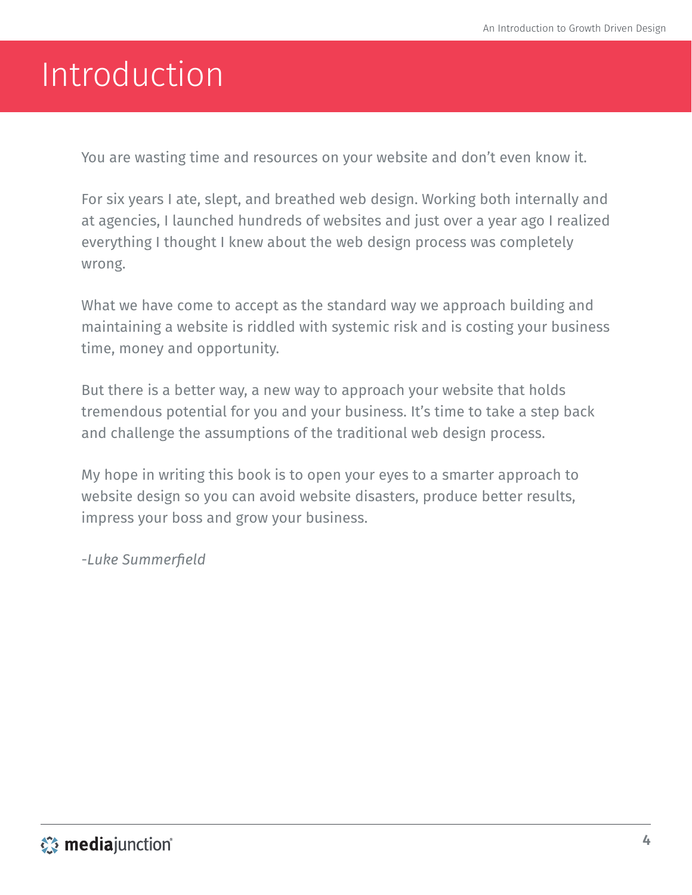# Introduction

You are wasting time and resources on your website and don't even know it.

For six years I ate, slept, and breathed web design. Working both internally and at agencies, I launched hundreds of websites and just over a year ago I realized everything I thought I knew about the web design process was completely wrong.

What we have come to accept as the standard way we approach building and maintaining a website is riddled with systemic risk and is costing your business time, money and opportunity.

But there is a better way, a new way to approach your website that holds tremendous potential for you and your business. It's time to take a step back and challenge the assumptions of the traditional web design process.

My hope in writing this book is to open your eyes to a smarter approach to website design so you can avoid website disasters, produce better results, impress your boss and grow your business.

*-Luke Summerfield*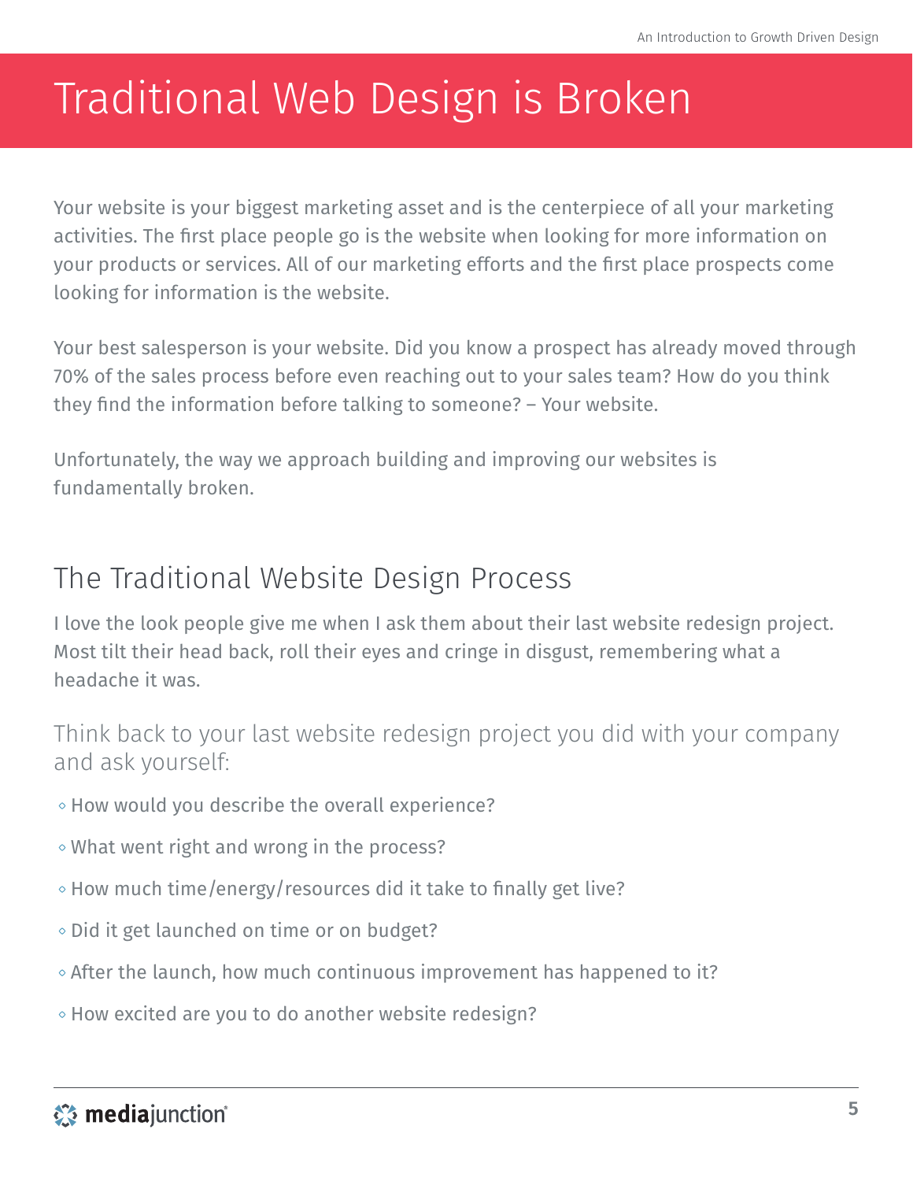# Traditional Web Design is Broken

Your website is your biggest marketing asset and is the centerpiece of all your marketing activities. The first place people go is the website when looking for more information on your products or services. All of our marketing efforts and the first place prospects come looking for information is the website.

Your best salesperson is your website. Did you know a prospect has already moved through 70% of the sales process before even reaching out to your sales team? How do you think they find the information before talking to someone? – Your website.

Unfortunately, the way we approach building and improving our websites is fundamentally broken.

## The Traditional Website Design Process

I love the look people give me when I ask them about their last website redesign project. Most tilt their head back, roll their eyes and cringe in disgust, remembering what a headache it was.

### Think back to your last website redesign project you did with your company and ask yourself:

- How would you describe the overall experience?
- What went right and wrong in the process?
- How much time/energy/resources did it take to finally get live?
- Did it get launched on time or on budget?
- After the launch, how much continuous improvement has happened to it?
- How excited are you to do another website redesign?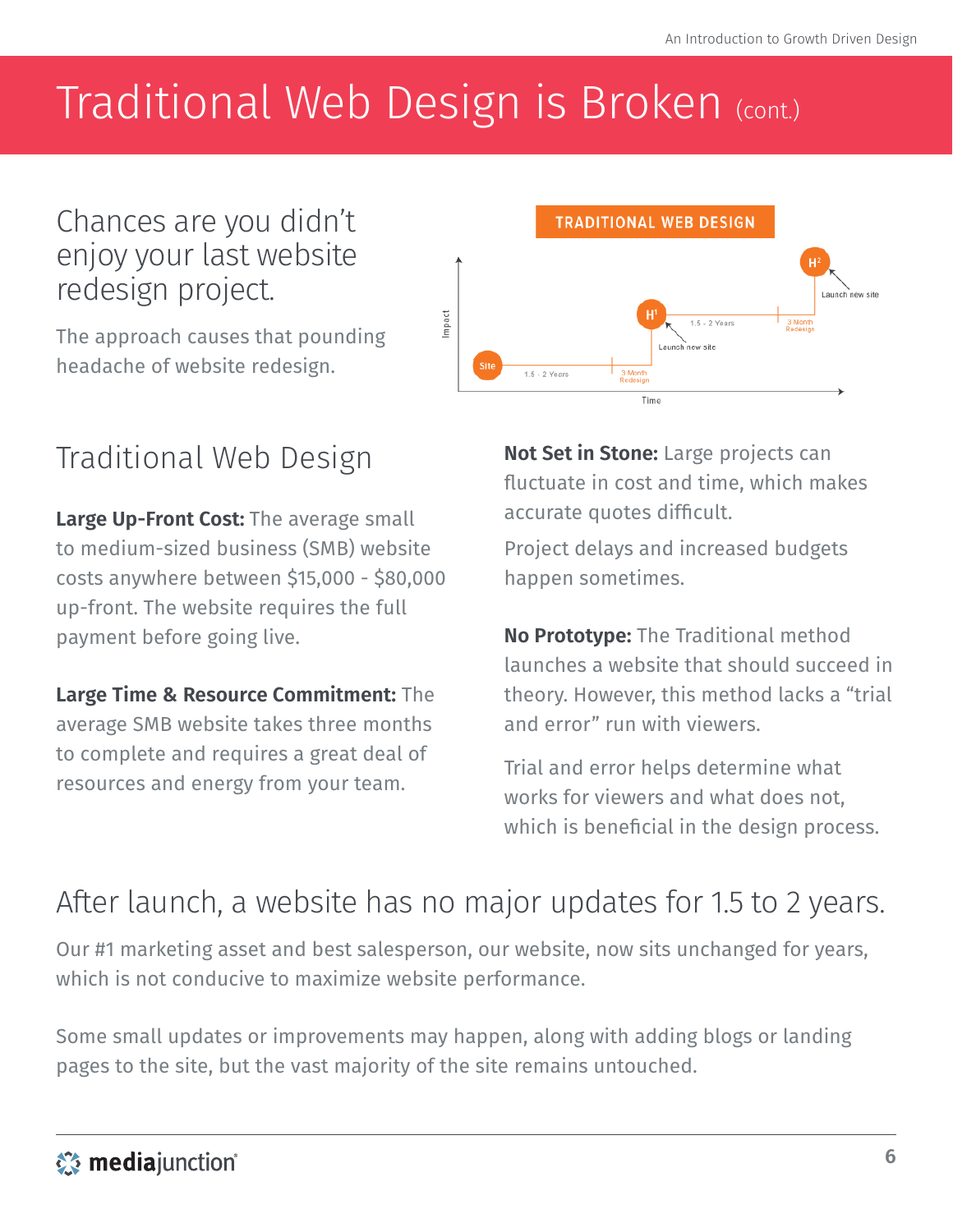# Traditional Web Design is Broken (cont.)

## Chances are you didn't enjoy your last website redesign project.

The approach causes that pounding headache of website redesign.

**TRADITIONAL WEB DESIGN**

## Traditional Web Design

**Large Up-Front Cost:** The average small to medium-sized business (SMB) website costs anywhere between $15,000 - $80,000 up-front. The website requires the full payment before going live.

**Large Time & Resource Commitment:** The average SMB website takes three months to complete and requires a great deal of resources and energy from your team.

**Not Set in Stone:** Large projects can fluctuate in cost and time, which makes accurate quotes difficult.

Project delays and increased budgets happen sometimes.

**No Prototype:** The Traditional method launches a website that should succeed in theory. However, this method lacks a "trial and error" run with viewers.

Trial and error helps determine what works for viewers and what does not, which is beneficial in the design process.

## After launch, a website has no major updates for 1.5 to 2 years.

Our #1 marketing asset and best salesperson, our website, now sits unchanged for years, which is not conducive to maximize website performance.

Some small updates or improvements may happen, along with adding blogs or landing pages to the site, but the vast majority of the site remains untouched.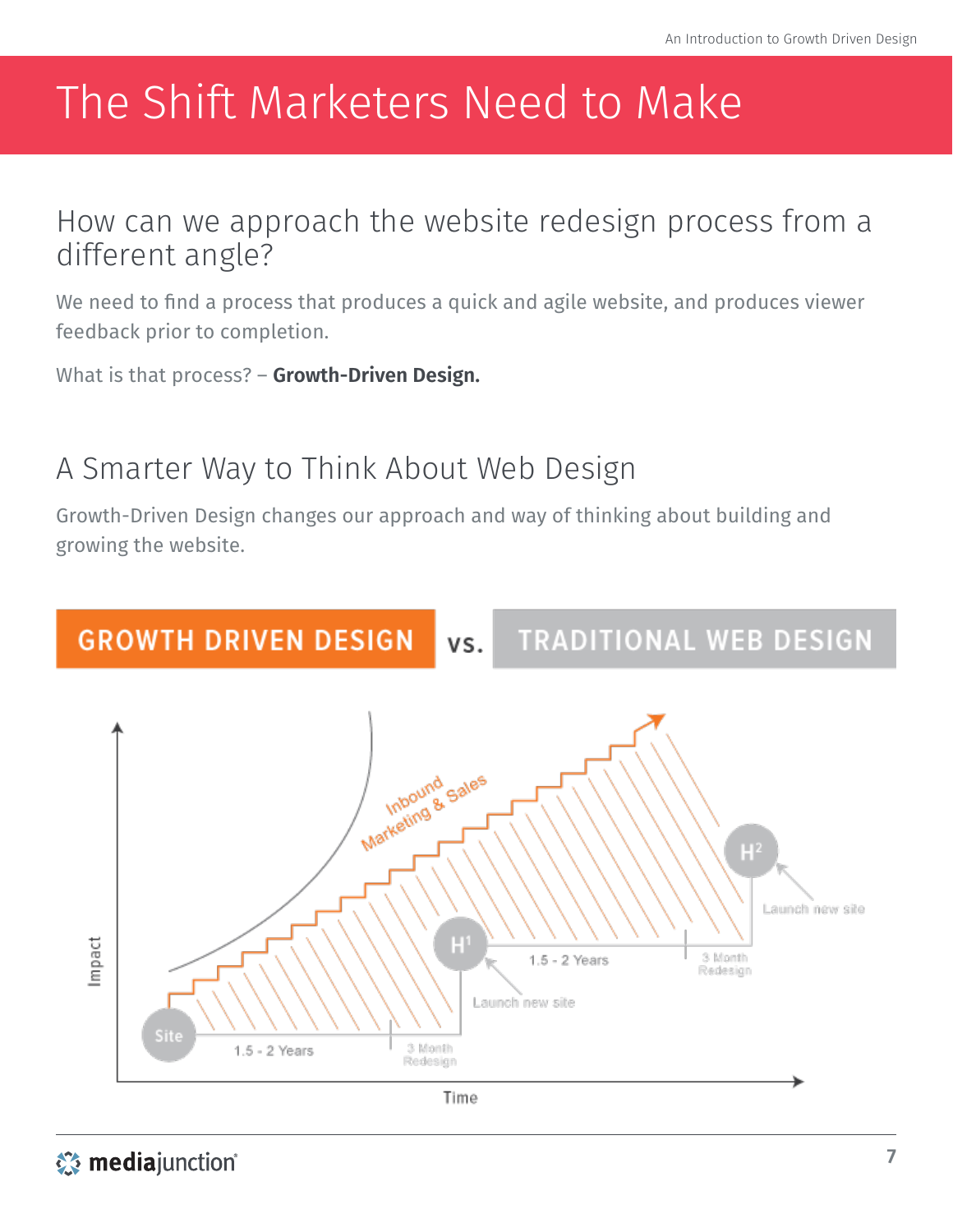# The Shift Marketers Need to Make

## How can we approach the website redesign process from a different angle?

We need to find a process that produces a quick and agile website, and produces viewer feedback prior to completion.

What is that process? – **Growth-Driven Design.**

## A Smarter Way to Think About Web Design

Growth-Driven Design changes our approach and way of thinking about building and growing the website.

**GROWTH DRIVEN DESIGN** vs. **TRADITIONAL WEB DESIGN**

Inbound Marketing & Sales

Site — 1.5 - 2 Years — 3 Month Redesign — $H^1$ — Launch new site — 1.5 - 2 Years — 3 Month Redesign — $H^2$ — Launch new site

Impact / Time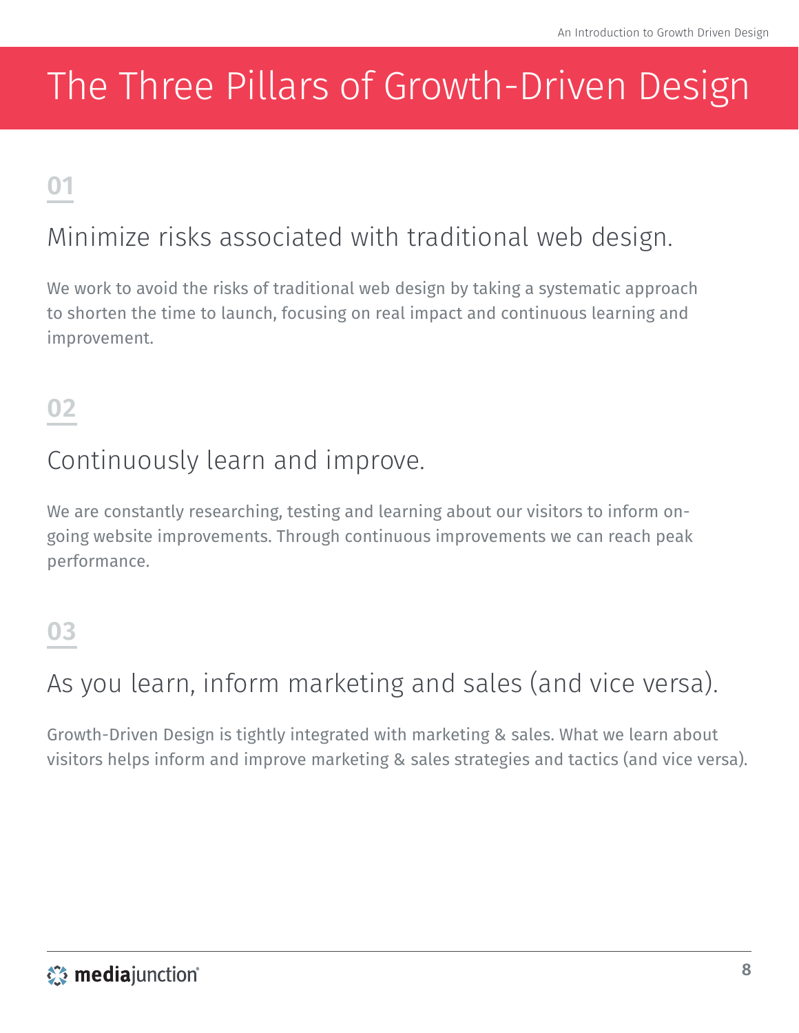# The Three Pillars of Growth-Driven Design

**01**

## Minimize risks associated with traditional web design.

We work to avoid the risks of traditional web design by taking a systematic approach to shorten the time to launch, focusing on real impact and continuous learning and improvement.

**02**

## Continuously learn and improve.

We are constantly researching, testing and learning about our visitors to inform on-going website improvements. Through continuous improvements we can reach peak performance.

**03**

## As you learn, inform marketing and sales (and vice versa).

Growth-Driven Design is tightly integrated with marketing & sales. What we learn about visitors helps inform and improve marketing & sales strategies and tactics (and vice versa).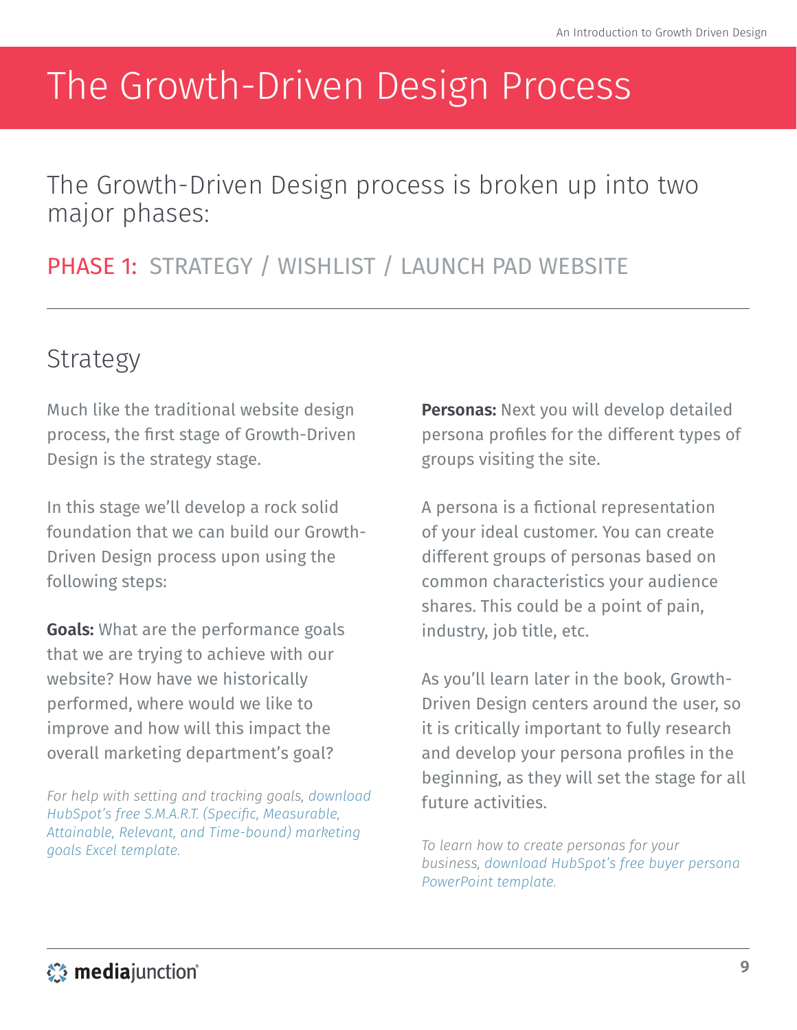# The Growth-Driven Design Process

The Growth-Driven Design process is broken up into two major phases:

## PHASE 1: STRATEGY / WISHLIST / LAUNCH PAD WEBSITE

---

### Strategy

Much like the traditional website design process, the first stage of Growth-Driven Design is the strategy stage.

In this stage we'll develop a rock solid foundation that we can build our Growth-Driven Design process upon using the following steps:

**Goals:** What are the performance goals that we are trying to achieve with our website? How have we historically performed, where would we like to improve and how will this impact the overall marketing department's goal?

*For help with setting and tracking goals, download HubSpot's free S.M.A.R.T. (Specific, Measurable, Attainable, Relevant, and Time-bound) marketing goals Excel template.*

**Personas:** Next you will develop detailed persona profiles for the different types of groups visiting the site.

A persona is a fictional representation of your ideal customer. You can create different groups of personas based on common characteristics your audience shares. This could be a point of pain, industry, job title, etc.

As you'll learn later in the book, Growth-Driven Design centers around the user, so it is critically important to fully research and develop your persona profiles in the beginning, as they will set the stage for all future activities.

*To learn how to create personas for your business, download HubSpot's free buyer persona PowerPoint template.*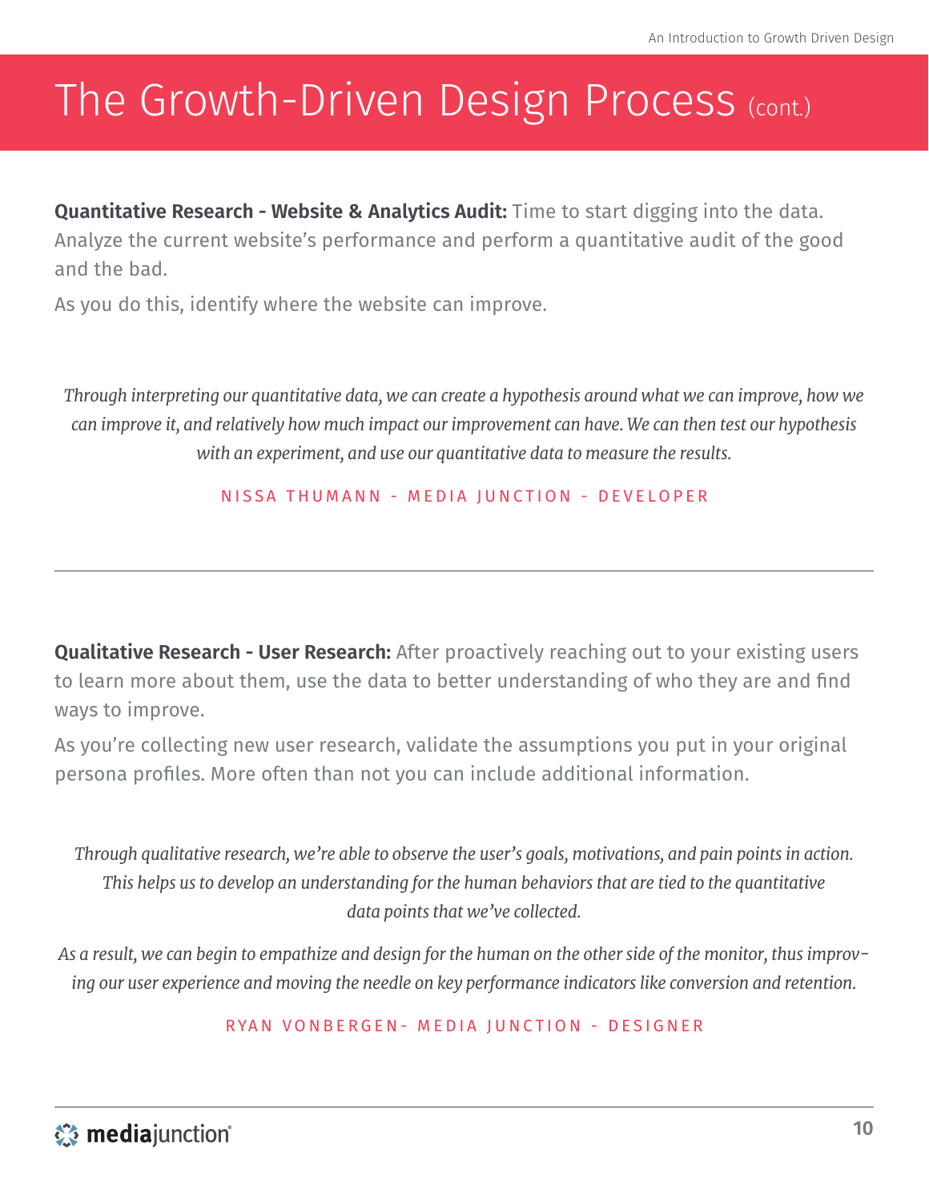# The Growth-Driven Design Process (cont.)

**Quantitative Research - Website & Analytics Audit:** Time to start digging into the data. Analyze the current website's performance and perform a quantitative audit of the good and the bad.

As you do this, identify where the website can improve.

*Through interpreting our quantitative data, we can create a hypothesis around what we can improve, how we can improve it, and relatively how much impact our improvement can have. We can then test our hypothesis with an experiment, and use our quantitative data to measure the results.*

NISSA THUMANN - MEDIA JUNCTION - DEVELOPER

---

**Qualitative Research - User Research:** After proactively reaching out to your existing users to learn more about them, use the data to better understanding of who they are and find ways to improve.

As you're collecting new user research, validate the assumptions you put in your original persona profiles. More often than not you can include additional information.

*Through qualitative research, we're able to observe the user's goals, motivations, and pain points in action. This helps us to develop an understanding for the human behaviors that are tied to the quantitative data points that we've collected.*

*As a result, we can begin to empathize and design for the human on the other side of the monitor, thus improving our user experience and moving the needle on key performance indicators like conversion and retention.*

RYAN VONBERGEN- MEDIA JUNCTION - DESIGNER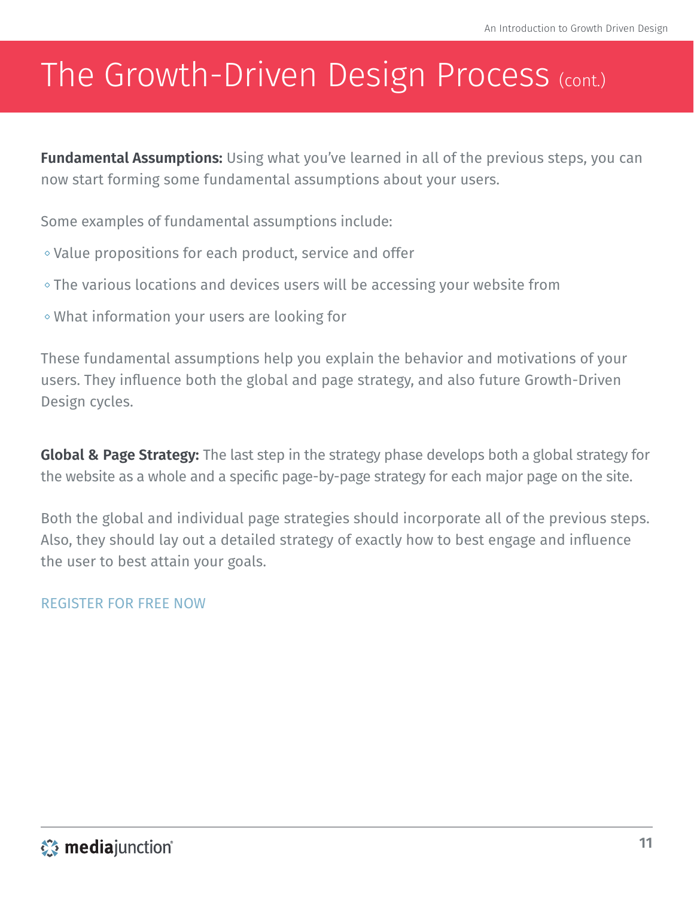# The Growth-Driven Design Process (cont.)

**Fundamental Assumptions:** Using what you've learned in all of the previous steps, you can now start forming some fundamental assumptions about your users.

Some examples of fundamental assumptions include:

- Value propositions for each product, service and offer
- The various locations and devices users will be accessing your website from
- What information your users are looking for

These fundamental assumptions help you explain the behavior and motivations of your users. They influence both the global and page strategy, and also future Growth-Driven Design cycles.

**Global & Page Strategy:** The last step in the strategy phase develops both a global strategy for the website as a whole and a specific page-by-page strategy for each major page on the site.

Both the global and individual page strategies should incorporate all of the previous steps. Also, they should lay out a detailed strategy of exactly how to best engage and influence the user to best attain your goals.

REGISTER FOR FREE NOW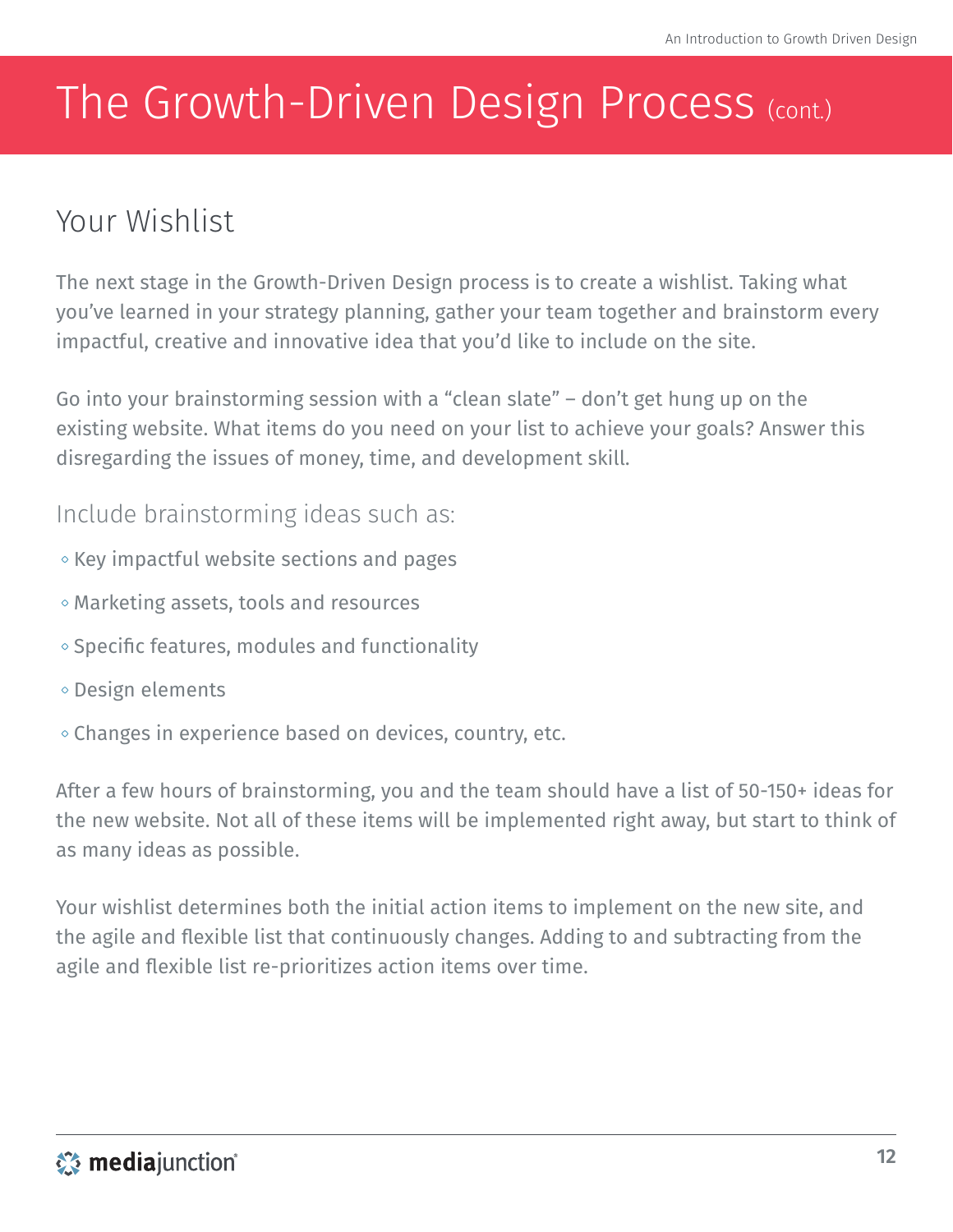# The Growth-Driven Design Process (cont.)

## Your Wishlist

The next stage in the Growth-Driven Design process is to create a wishlist. Taking what you've learned in your strategy planning, gather your team together and brainstorm every impactful, creative and innovative idea that you'd like to include on the site.

Go into your brainstorming session with a "clean slate" – don't get hung up on the existing website. What items do you need on your list to achieve your goals? Answer this disregarding the issues of money, time, and development skill.

### Include brainstorming ideas such as:

- Key impactful website sections and pages
- Marketing assets, tools and resources
- Specific features, modules and functionality
- Design elements
- Changes in experience based on devices, country, etc.

After a few hours of brainstorming, you and the team should have a list of 50-150+ ideas for the new website. Not all of these items will be implemented right away, but start to think of as many ideas as possible.

Your wishlist determines both the initial action items to implement on the new site, and the agile and flexible list that continuously changes. Adding to and subtracting from the agile and flexible list re-prioritizes action items over time.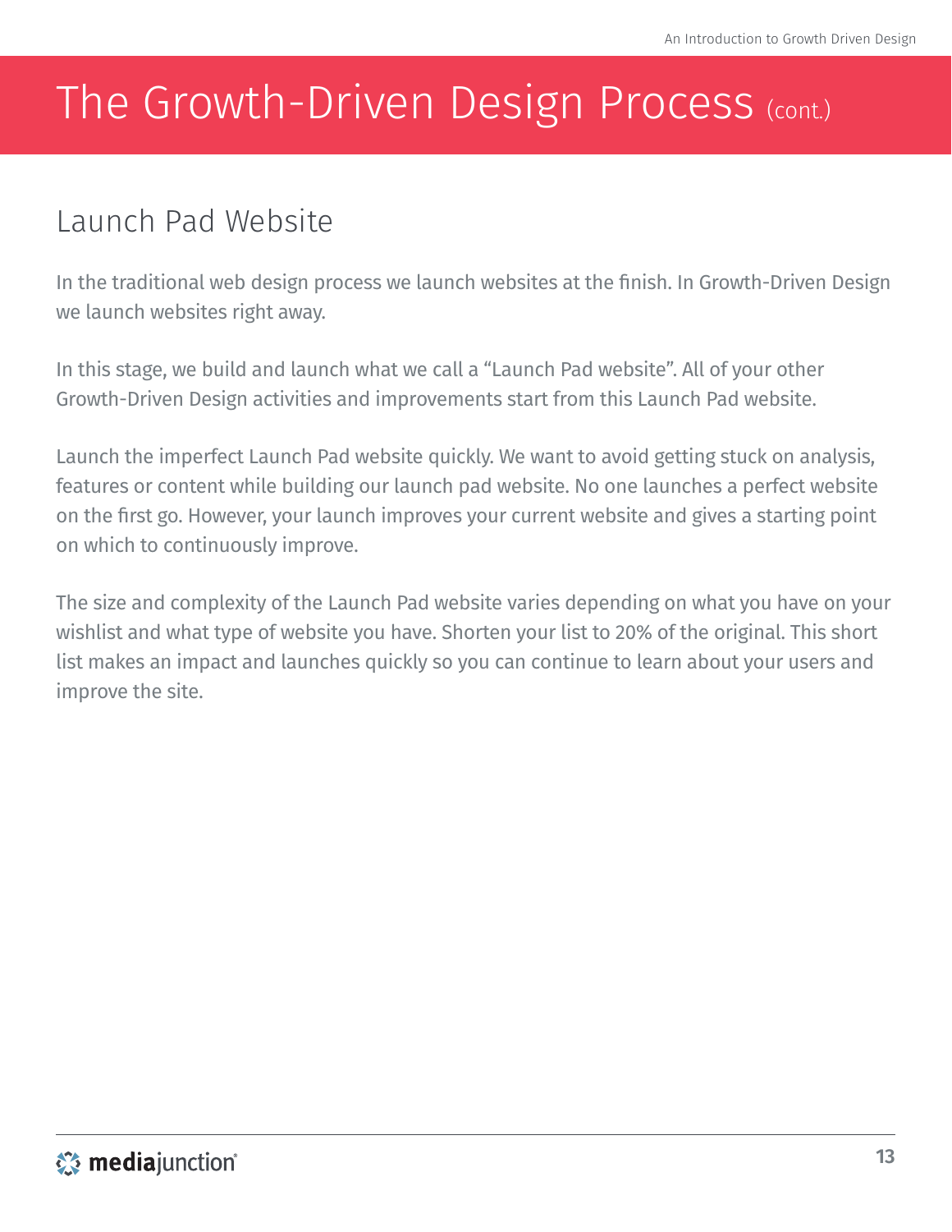# The Growth-Driven Design Process (cont.)

## Launch Pad Website

In the traditional web design process we launch websites at the finish. In Growth-Driven Design we launch websites right away.

In this stage, we build and launch what we call a "Launch Pad website". All of your other Growth-Driven Design activities and improvements start from this Launch Pad website.

Launch the imperfect Launch Pad website quickly. We want to avoid getting stuck on analysis, features or content while building our launch pad website. No one launches a perfect website on the first go. However, your launch improves your current website and gives a starting point on which to continuously improve.

The size and complexity of the Launch Pad website varies depending on what you have on your wishlist and what type of website you have. Shorten your list to 20% of the original. This short list makes an impact and launches quickly so you can continue to learn about your users and improve the site.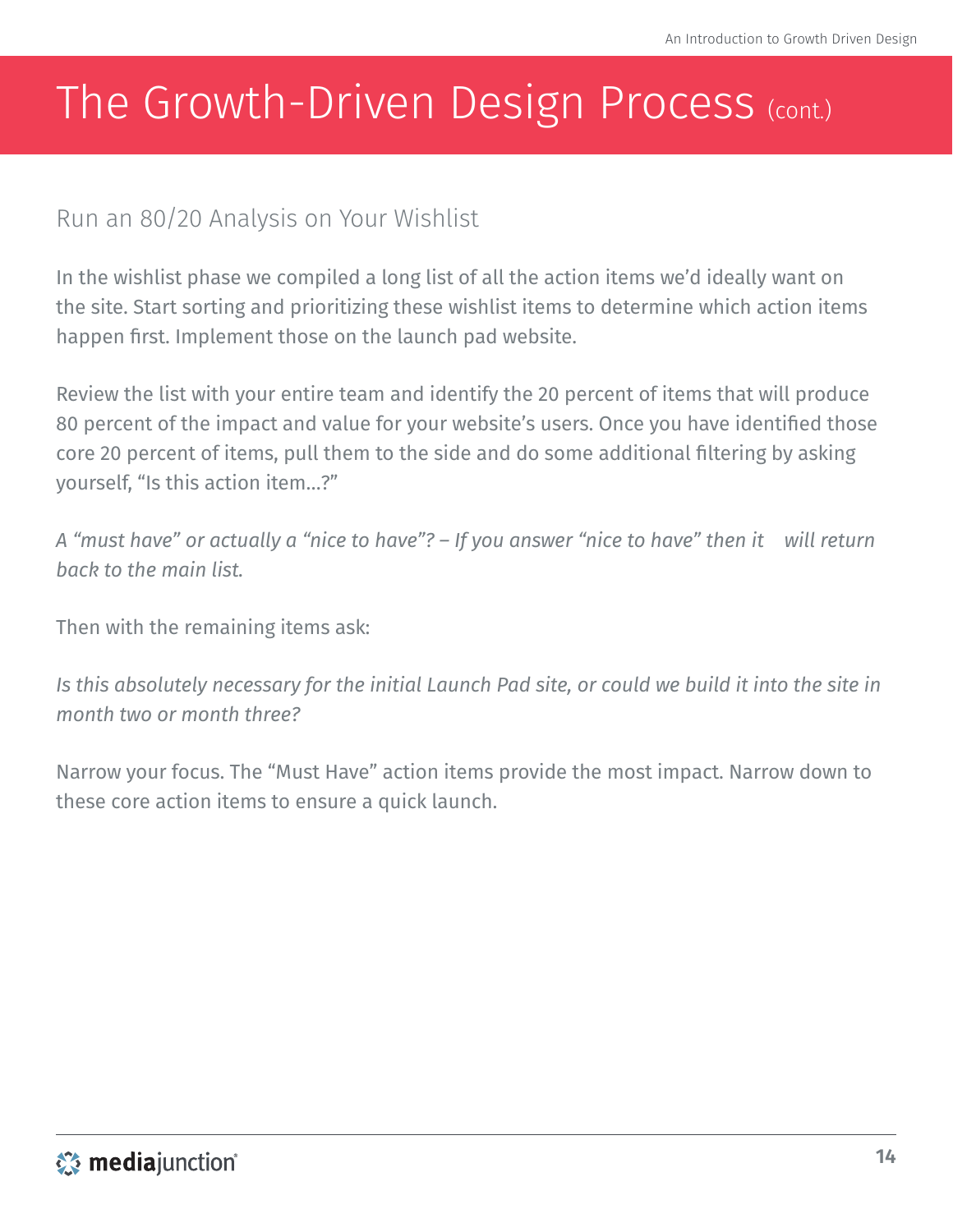# The Growth-Driven Design Process (cont.)

## Run an 80/20 Analysis on Your Wishlist

In the wishlist phase we compiled a long list of all the action items we'd ideally want on the site. Start sorting and prioritizing these wishlist items to determine which action items happen first. Implement those on the launch pad website.

Review the list with your entire team and identify the 20 percent of items that will produce 80 percent of the impact and value for your website's users. Once you have identified those core 20 percent of items, pull them to the side and do some additional filtering by asking yourself, "Is this action item...?"

*A "must have" or actually a "nice to have"? – If you answer "nice to have" then it will return back to the main list.*

Then with the remaining items ask:

*Is this absolutely necessary for the initial Launch Pad site, or could we build it into the site in month two or month three?*

Narrow your focus. The "Must Have" action items provide the most impact. Narrow down to these core action items to ensure a quick launch.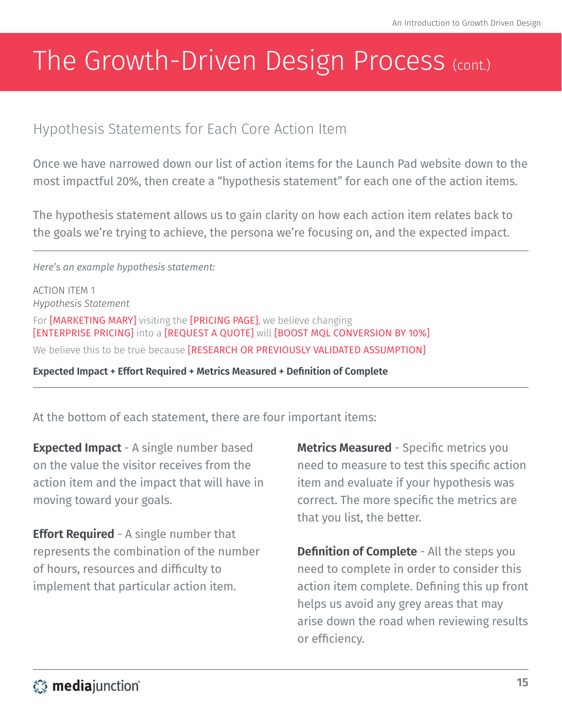# The Growth-Driven Design Process (cont.)

## Hypothesis Statements for Each Core Action Item

Once we have narrowed down our list of action items for the Launch Pad website down to the most impactful 20%, then create a "hypothesis statement" for each one of the action items.

The hypothesis statement allows us to gain clarity on how each action item relates back to the goals we're trying to achieve, the persona we're focusing on, and the expected impact.

---

*Here's an example hypothesis statement:*

ACTION ITEM 1
*Hypothesis Statement*

For [MARKETING MARY] visiting the [PRICING PAGE], we believe changing [ENTERPRISE PRICING] into a [REQUEST A QUOTE] will [BOOST MQL CONVERSION BY 10%]

We believe this to be true because [RESEARCH OR PREVIOUSLY VALIDATED ASSUMPTION]

**Expected Impact + Effort Required + Metrics Measured + Definition of Complete**

---

At the bottom of each statement, there are four important items:

**Expected Impact** - A single number based on the value the visitor receives from the action item and the impact that will have in moving toward your goals.

**Effort Required** - A single number that represents the combination of the number of hours, resources and difficulty to implement that particular action item.

**Metrics Measured** - Specific metrics you need to measure to test this specific action item and evaluate if your hypothesis was correct. The more specific the metrics are that you list, the better.

**Definition of Complete** - All the steps you need to complete in order to consider this action item complete. Defining this up front helps us avoid any grey areas that may arise down the road when reviewing results or efficiency.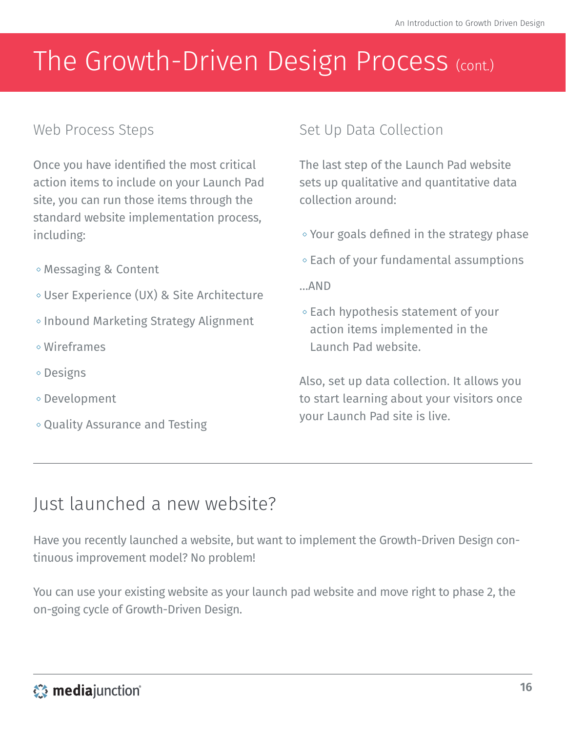# The Growth-Driven Design Process (cont.)

## Web Process Steps

Once you have identified the most critical action items to include on your Launch Pad site, you can run those items through the standard website implementation process, including:

- Messaging & Content
- User Experience (UX) & Site Architecture
- Inbound Marketing Strategy Alignment
- Wireframes
- Designs
- Development
- Quality Assurance and Testing

## Set Up Data Collection

The last step of the Launch Pad website sets up qualitative and quantitative data collection around:

- Your goals defined in the strategy phase
- Each of your fundamental assumptions

...AND

- Each hypothesis statement of your action items implemented in the Launch Pad website.

Also, set up data collection. It allows you to start learning about your visitors once your Launch Pad site is live.

---

## Just launched a new website?

Have you recently launched a website, but want to implement the Growth-Driven Design continuous improvement model? No problem!

You can use your existing website as your launch pad website and move right to phase 2, the on-going cycle of Growth-Driven Design.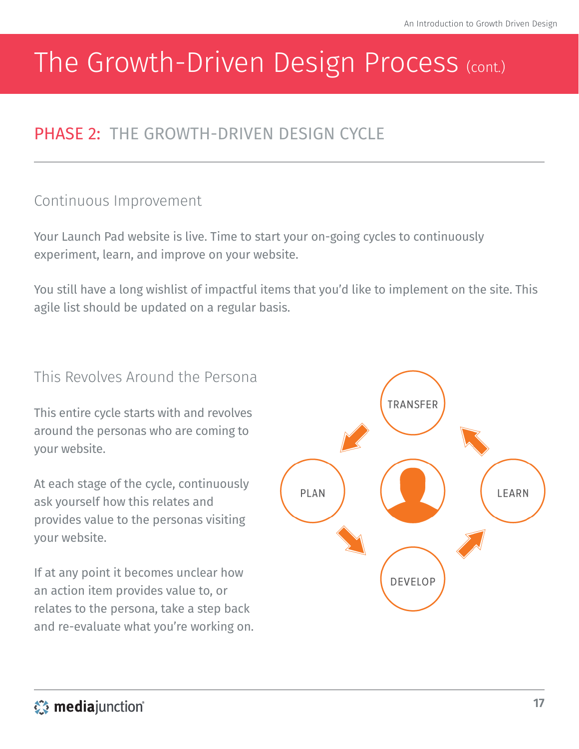# The Growth-Driven Design Process (cont.)

## PHASE 2: THE GROWTH-DRIVEN DESIGN CYCLE

### Continuous Improvement

Your Launch Pad website is live. Time to start your on-going cycles to continuously experiment, learn, and improve on your website.

You still have a long wishlist of impactful items that you'd like to implement on the site. This agile list should be updated on a regular basis.

### This Revolves Around the Persona

This entire cycle starts with and revolves around the personas who are coming to your website.

At each stage of the cycle, continuously ask yourself how this relates and provides value to the personas visiting your website.

If at any point it becomes unclear how an action item provides value to, or relates to the persona, take a step back and re-evaluate what you're working on.

TRANSFER

PLAN

LEARN

DEVELOP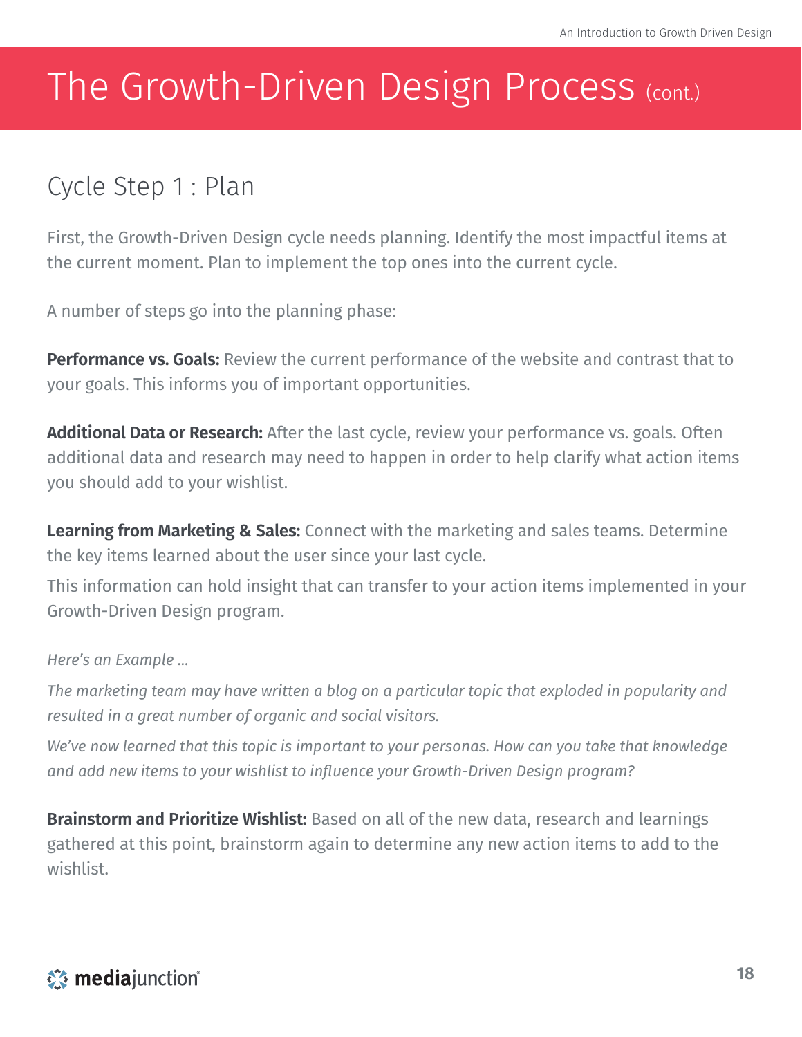# The Growth-Driven Design Process (cont.)

## Cycle Step 1 : Plan

First, the Growth-Driven Design cycle needs planning. Identify the most impactful items at the current moment. Plan to implement the top ones into the current cycle.

A number of steps go into the planning phase:

**Performance vs. Goals:** Review the current performance of the website and contrast that to your goals. This informs you of important opportunities.

**Additional Data or Research:** After the last cycle, review your performance vs. goals. Often additional data and research may need to happen in order to help clarify what action items you should add to your wishlist.

**Learning from Marketing & Sales:** Connect with the marketing and sales teams. Determine the key items learned about the user since your last cycle.

This information can hold insight that can transfer to your action items implemented in your Growth-Driven Design program.

*Here's an Example ...*

*The marketing team may have written a blog on a particular topic that exploded in popularity and resulted in a great number of organic and social visitors.*

*We've now learned that this topic is important to your personas. How can you take that knowledge and add new items to your wishlist to influence your Growth-Driven Design program?*

**Brainstorm and Prioritize Wishlist:** Based on all of the new data, research and learnings gathered at this point, brainstorm again to determine any new action items to add to the wishlist.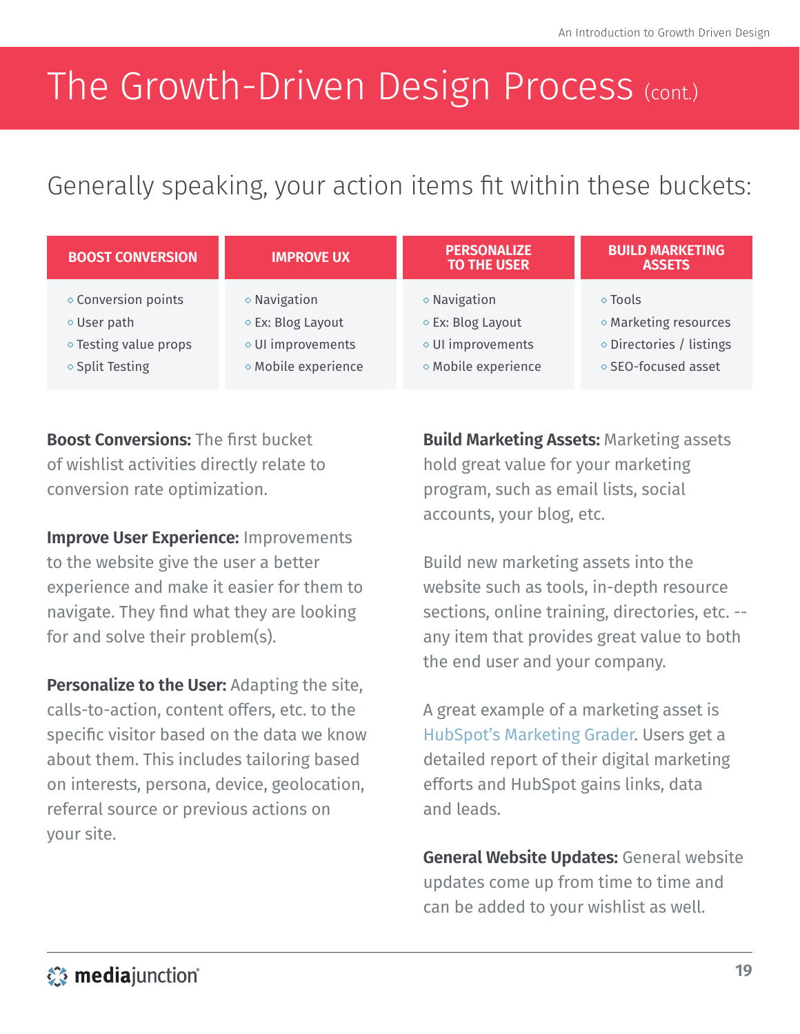# The Growth-Driven Design Process (cont.)

## Generally speaking, your action items fit within these buckets:

| BOOST CONVERSION | IMPROVE UX | PERSONALIZE TO THE USER | BUILD MARKETING ASSETS |
|---|---|---|---|
| ◇ Conversion points<br>◇ User path<br>◇ Testing value props<br>◇ Split Testing | ◇ Navigation<br>◇ Ex: Blog Layout<br>◇ UI improvements<br>◇ Mobile experience | ◇ Navigation<br>◇ Ex: Blog Layout<br>◇ UI improvements<br>◇ Mobile experience | ◇ Tools<br>◇ Marketing resources<br>◇ Directories / listings<br>◇ SEO-focused asset |

**Boost Conversions:** The first bucket of wishlist activities directly relate to conversion rate optimization.

**Improve User Experience:** Improvements to the website give the user a better experience and make it easier for them to navigate. They find what they are looking for and solve their problem(s).

**Personalize to the User:** Adapting the site, calls-to-action, content offers, etc. to the specific visitor based on the data we know about them. This includes tailoring based on interests, persona, device, geolocation, referral source or previous actions on your site.

**Build Marketing Assets:** Marketing assets hold great value for your marketing program, such as email lists, social accounts, your blog, etc.

Build new marketing assets into the website such as tools, in-depth resource sections, online training, directories, etc. -- any item that provides great value to both the end user and your company.

A great example of a marketing asset is HubSpot's Marketing Grader. Users get a detailed report of their digital marketing efforts and HubSpot gains links, data and leads.

**General Website Updates:** General website updates come up from time to time and can be added to your wishlist as well.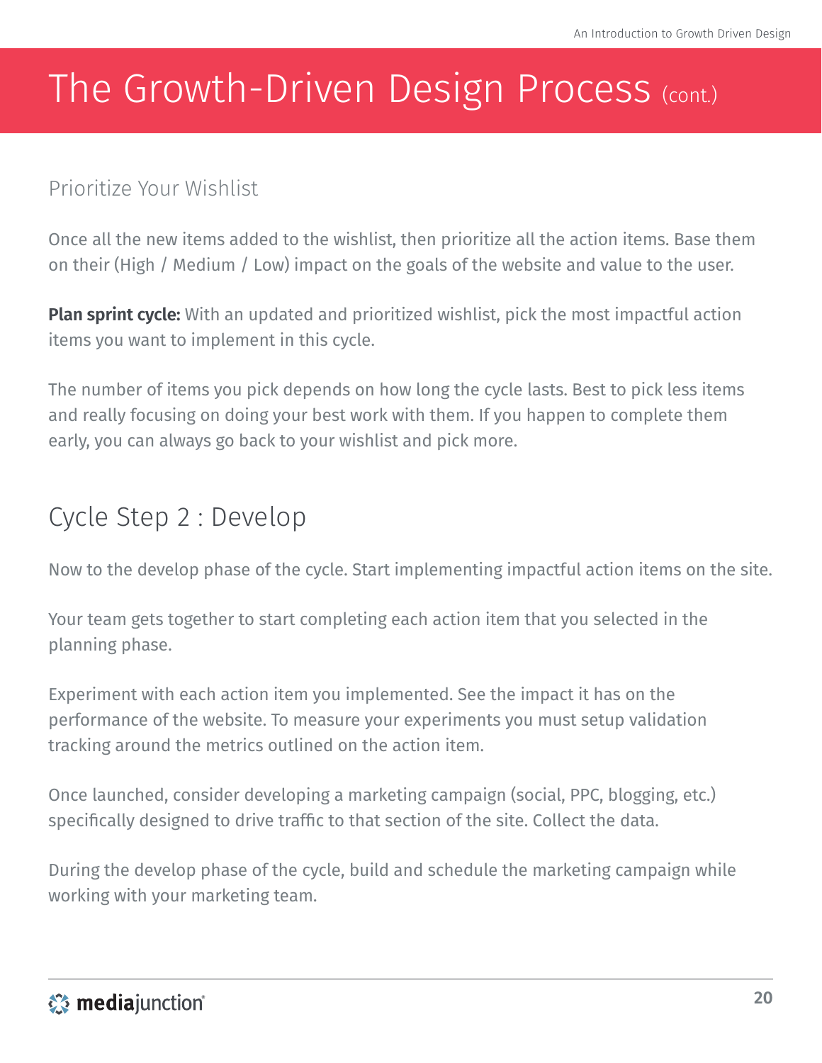# The Growth-Driven Design Process (cont.)

## Prioritize Your Wishlist

Once all the new items added to the wishlist, then prioritize all the action items. Base them on their (High / Medium / Low) impact on the goals of the website and value to the user.

**Plan sprint cycle:** With an updated and prioritized wishlist, pick the most impactful action items you want to implement in this cycle.

The number of items you pick depends on how long the cycle lasts. Best to pick less items and really focusing on doing your best work with them. If you happen to complete them early, you can always go back to your wishlist and pick more.

## Cycle Step 2 : Develop

Now to the develop phase of the cycle. Start implementing impactful action items on the site.

Your team gets together to start completing each action item that you selected in the planning phase.

Experiment with each action item you implemented. See the impact it has on the performance of the website. To measure your experiments you must setup validation tracking around the metrics outlined on the action item.

Once launched, consider developing a marketing campaign (social, PPC, blogging, etc.) specifically designed to drive traffic to that section of the site. Collect the data.

During the develop phase of the cycle, build and schedule the marketing campaign while working with your marketing team.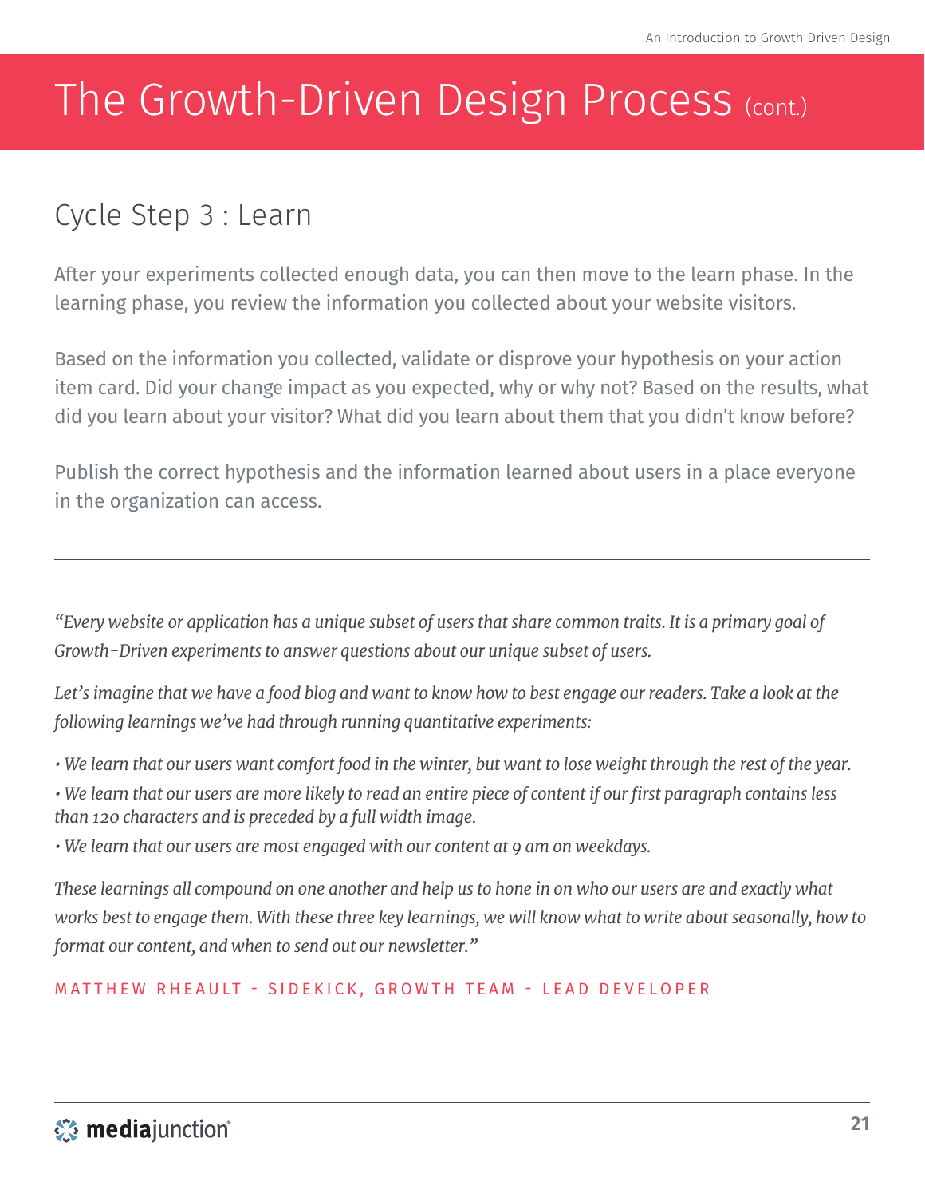# The Growth-Driven Design Process (cont.)

## Cycle Step 3 : Learn

After your experiments collected enough data, you can then move to the learn phase. In the learning phase, you review the information you collected about your website visitors.

Based on the information you collected, validate or disprove your hypothesis on your action item card. Did your change impact as you expected, why or why not? Based on the results, what did you learn about your visitor? What did you learn about them that you didn't know before?

Publish the correct hypothesis and the information learned about users in a place everyone in the organization can access.

---

*"Every website or application has a unique subset of users that share common traits. It is a primary goal of Growth-Driven experiments to answer questions about our unique subset of users.*

*Let's imagine that we have a food blog and want to know how to best engage our readers. Take a look at the following learnings we've had through running quantitative experiments:*

- *We learn that our users want comfort food in the winter, but want to lose weight through the rest of the year.*
- *We learn that our users are more likely to read an entire piece of content if our first paragraph contains less than 120 characters and is preceded by a full width image.*
- *We learn that our users are most engaged with our content at 9 am on weekdays.*

*These learnings all compound on one another and help us to hone in on who our users are and exactly what works best to engage them. With these three key learnings, we will know what to write about seasonally, how to format our content, and when to send out our newsletter."*

MATTHEW RHEAULT - SIDEKICK, GROWTH TEAM - LEAD DEVELOPER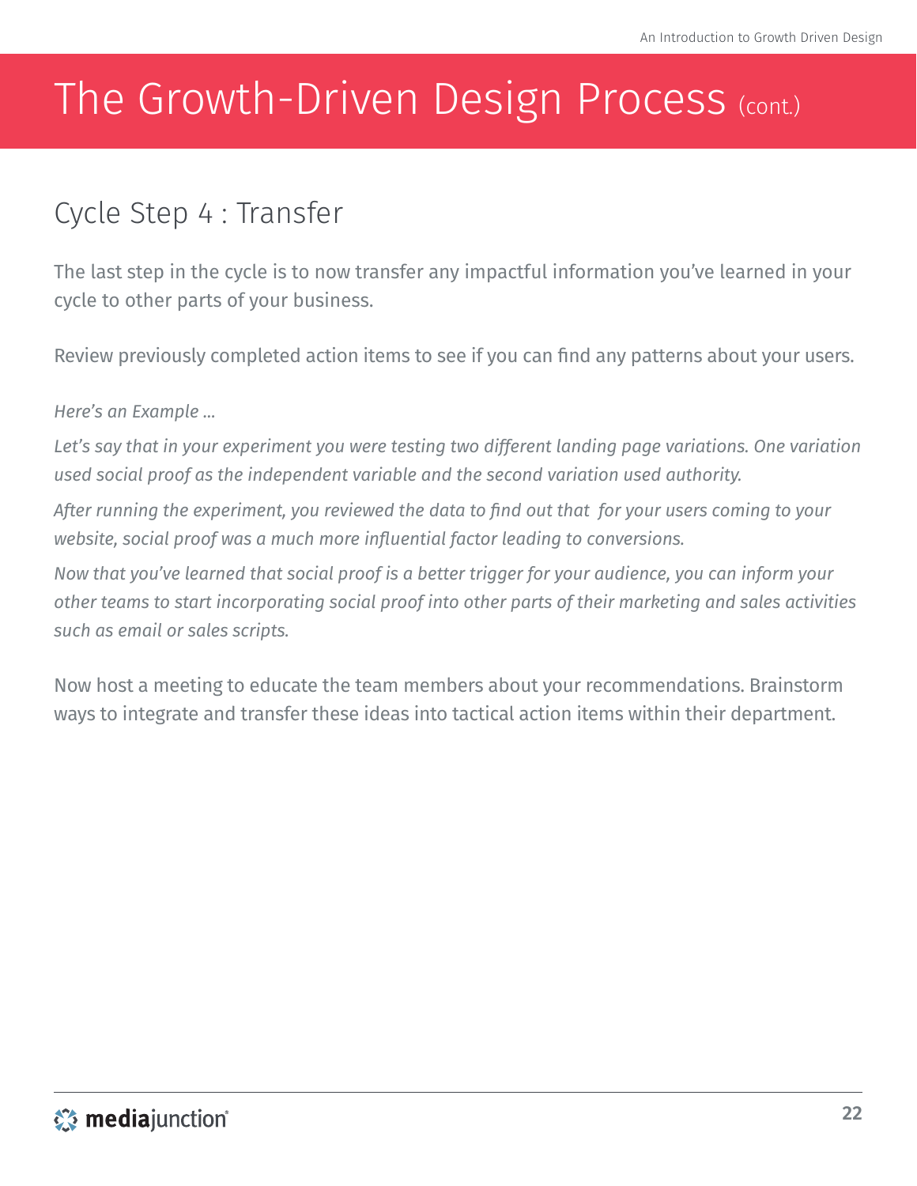# The Growth-Driven Design Process (cont.)

## Cycle Step 4 : Transfer

The last step in the cycle is to now transfer any impactful information you've learned in your cycle to other parts of your business.

Review previously completed action items to see if you can find any patterns about your users.

*Here's an Example ...*

*Let's say that in your experiment you were testing two different landing page variations. One variation used social proof as the independent variable and the second variation used authority.*

*After running the experiment, you reviewed the data to find out that for your users coming to your website, social proof was a much more influential factor leading to conversions.*

*Now that you've learned that social proof is a better trigger for your audience, you can inform your other teams to start incorporating social proof into other parts of their marketing and sales activities such as email or sales scripts.*

Now host a meeting to educate the team members about your recommendations. Brainstorm ways to integrate and transfer these ideas into tactical action items within their department.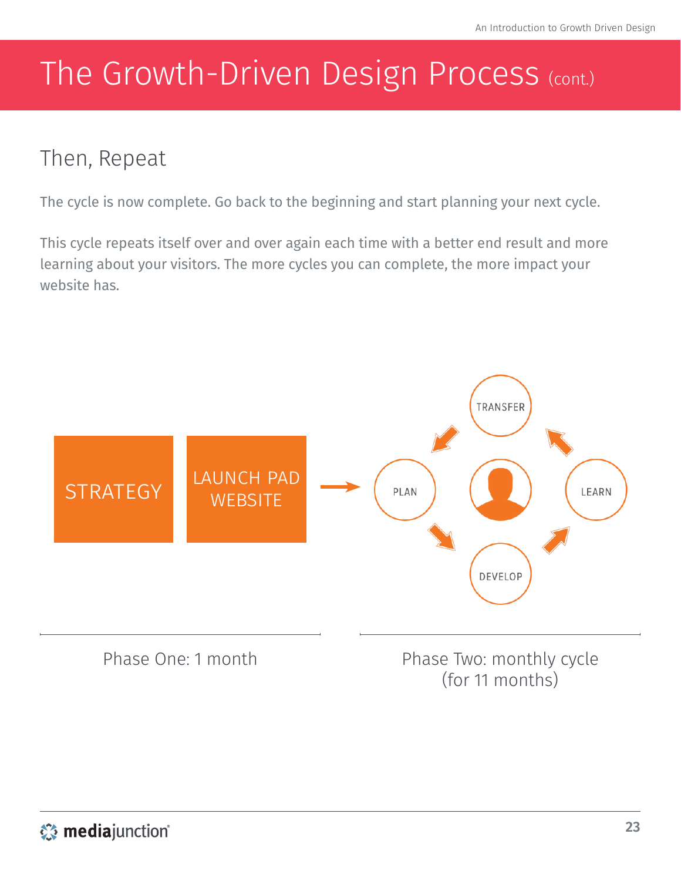# The Growth-Driven Design Process (cont.)

## Then, Repeat

The cycle is now complete. Go back to the beginning and start planning your next cycle.

This cycle repeats itself over and over again each time with a better end result and more learning about your visitors. The more cycles you can complete, the more impact your website has.

STRATEGY

LAUNCH PAD WEBSITE

PLAN → DEVELOP → LEARN → TRANSFER

Phase One: 1 month

Phase Two: monthly cycle (for 11 months)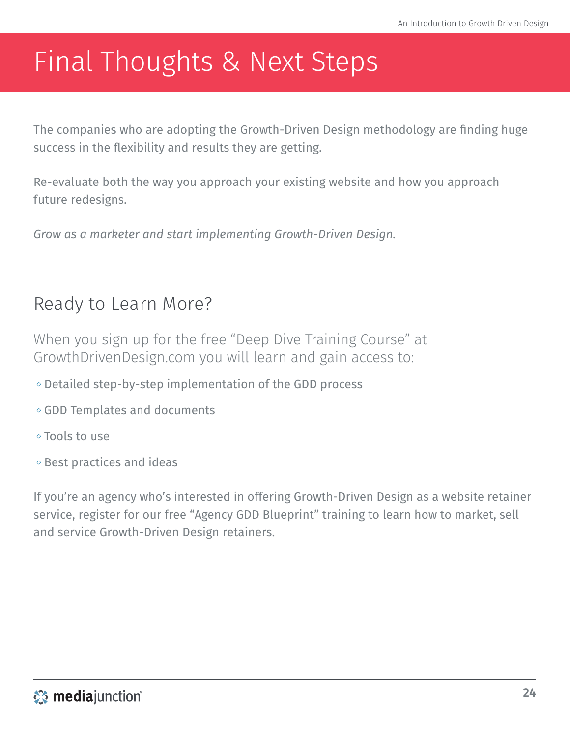# Final Thoughts & Next Steps

The companies who are adopting the Growth-Driven Design methodology are finding huge success in the flexibility and results they are getting.

Re-evaluate both the way you approach your existing website and how you approach future redesigns.

*Grow as a marketer and start implementing Growth-Driven Design.*

---

## Ready to Learn More?

When you sign up for the free "Deep Dive Training Course" at GrowthDrivenDesign.com you will learn and gain access to:

- Detailed step-by-step implementation of the GDD process
- GDD Templates and documents
- Tools to use
- Best practices and ideas

If you're an agency who's interested in offering Growth-Driven Design as a website retainer service, register for our free "Agency GDD Blueprint" training to learn how to market, sell and service Growth-Driven Design retainers.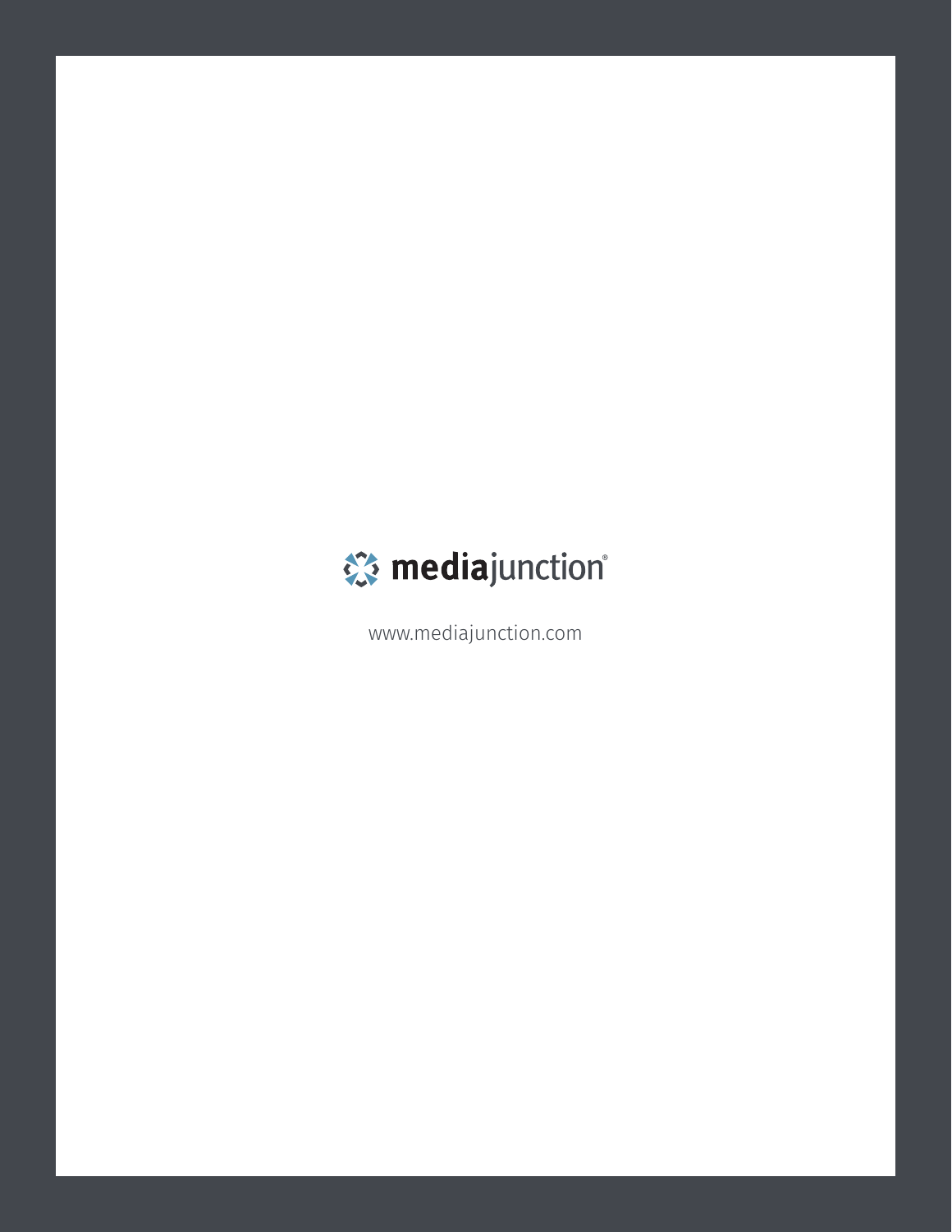mediajunction®

www.mediajunction.com